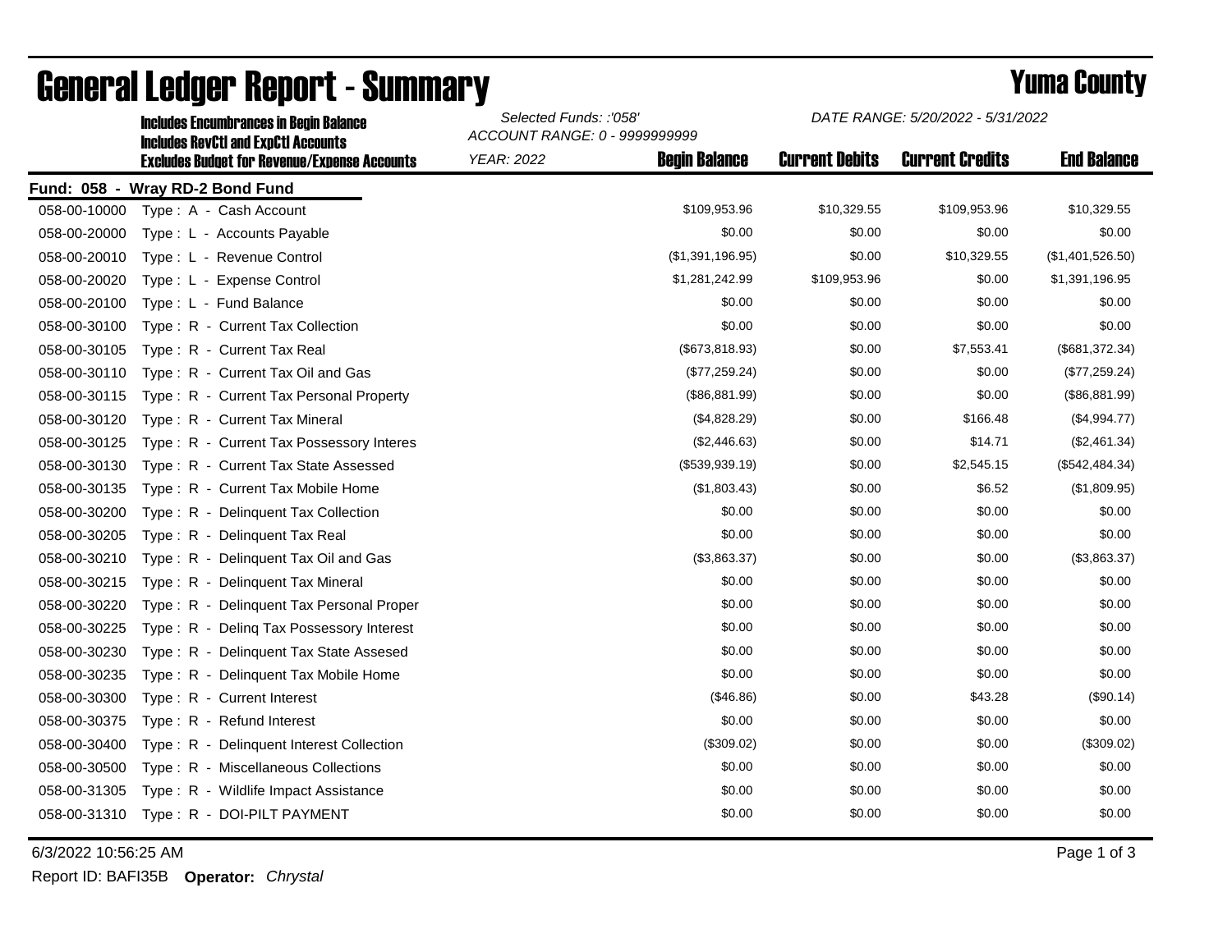# General Ledger Report - Summary

## Yuma County

**Includes Encumbrances in Begin Balance**
**Includes RevCtl and ExpCtl Accounts**
**Excludes Budget for Revenue/Expense Accounts**

*Selected Funds: :'058'*
*ACCOUNT RANGE: 0 - 9999999999*
*YEAR: 2022*

*DATE RANGE: 5/20/2022 - 5/31/2022*

**Fund: 058 - Wray RD-2 Bond Fund**

| Account | Description | Begin Balance | Current Debits | Current Credits | End Balance |
|---|---|---|---|---|---|
| 058-00-10000 | Type : A - Cash Account | $109,953.96 | $10,329.55 | $109,953.96 | $10,329.55 |
| 058-00-20000 | Type : L - Accounts Payable | $0.00 | $0.00 | $0.00 | $0.00 |
| 058-00-20010 | Type : L - Revenue Control | ($1,391,196.95) | $0.00 | $10,329.55 | ($1,401,526.50) |
| 058-00-20020 | Type : L - Expense Control | $1,281,242.99 | $109,953.96 | $0.00 | $1,391,196.95 |
| 058-00-20100 | Type : L - Fund Balance | $0.00 | $0.00 | $0.00 | $0.00 |
| 058-00-30100 | Type : R - Current Tax Collection | $0.00 | $0.00 | $0.00 | $0.00 |
| 058-00-30105 | Type : R - Current Tax Real | ($673,818.93) | $0.00 | $7,553.41 | ($681,372.34) |
| 058-00-30110 | Type : R - Current Tax Oil and Gas | ($77,259.24) | $0.00 | $0.00 | ($77,259.24) |
| 058-00-30115 | Type : R - Current Tax Personal Property | ($86,881.99) | $0.00 | $0.00 | ($86,881.99) |
| 058-00-30120 | Type : R - Current Tax Mineral | ($4,828.29) | $0.00 | $166.48 | ($4,994.77) |
| 058-00-30125 | Type : R - Current Tax Possessory Interes | ($2,446.63) | $0.00 | $14.71 | ($2,461.34) |
| 058-00-30130 | Type : R - Current Tax State Assessed | ($539,939.19) | $0.00 | $2,545.15 | ($542,484.34) |
| 058-00-30135 | Type : R - Current Tax Mobile Home | ($1,803.43) | $0.00 | $6.52 | ($1,809.95) |
| 058-00-30200 | Type : R - Delinquent Tax Collection | $0.00 | $0.00 | $0.00 | $0.00 |
| 058-00-30205 | Type : R - Delinquent Tax Real | $0.00 | $0.00 | $0.00 | $0.00 |
| 058-00-30210 | Type : R - Delinquent Tax Oil and Gas | ($3,863.37) | $0.00 | $0.00 | ($3,863.37) |
| 058-00-30215 | Type : R - Delinquent Tax Mineral | $0.00 | $0.00 | $0.00 | $0.00 |
| 058-00-30220 | Type : R - Delinquent Tax Personal Proper | $0.00 | $0.00 | $0.00 | $0.00 |
| 058-00-30225 | Type : R - Delinq Tax Possessory Interest | $0.00 | $0.00 | $0.00 | $0.00 |
| 058-00-30230 | Type : R - Delinquent Tax State Assesed | $0.00 | $0.00 | $0.00 | $0.00 |
| 058-00-30235 | Type : R - Delinquent Tax Mobile Home | $0.00 | $0.00 | $0.00 | $0.00 |
| 058-00-30300 | Type : R - Current Interest | ($46.86) | $0.00 | $43.28 | ($90.14) |
| 058-00-30375 | Type : R - Refund Interest | $0.00 | $0.00 | $0.00 | $0.00 |
| 058-00-30400 | Type : R - Delinquent Interest Collection | ($309.02) | $0.00 | $0.00 | ($309.02) |
| 058-00-30500 | Type : R - Miscellaneous Collections | $0.00 | $0.00 | $0.00 | $0.00 |
| 058-00-31305 | Type : R - Wildlife Impact Assistance | $0.00 | $0.00 | $0.00 | $0.00 |
| 058-00-31310 | Type : R - DOI-PILT PAYMENT | $0.00 | $0.00 | $0.00 | $0.00 |

6/3/2022 10:56:25 AM

Report ID: BAFI35B **Operator:** *Chrystal*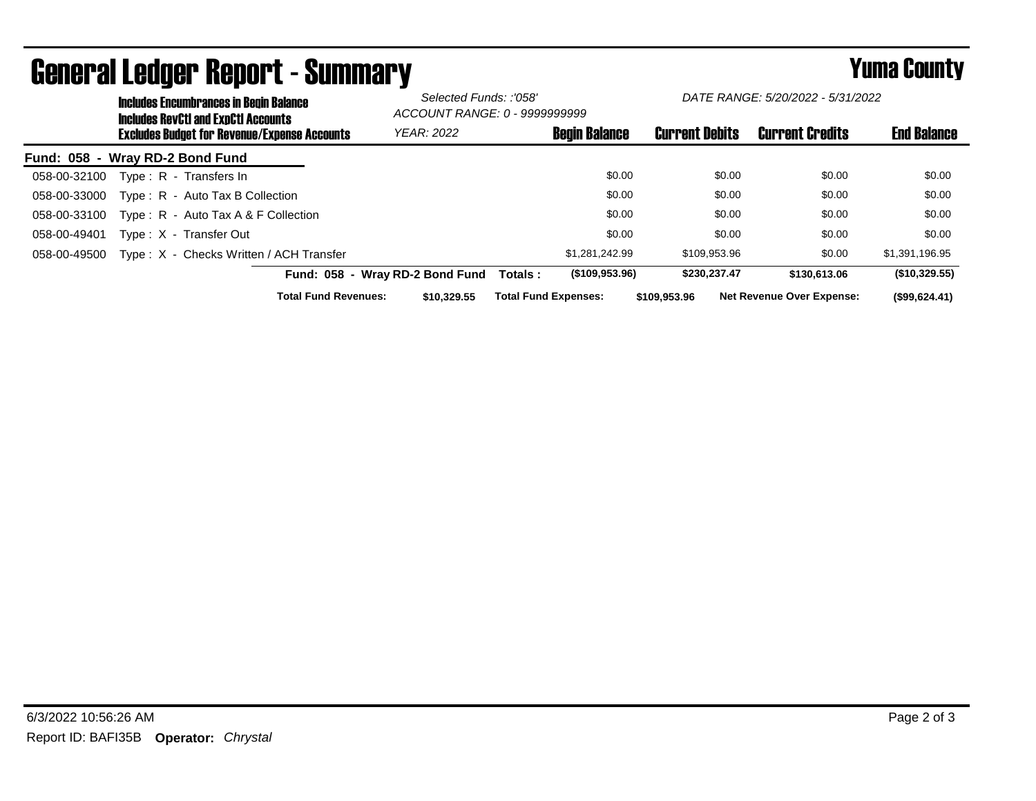# General Ledger Report - Summary

## Yuma County

**Includes Encumbrances in Begin Balance**
**Includes RevCtl and ExpCtl Accounts**
**Excludes Budget for Revenue/Expense Accounts**

*Selected Funds: :'058'*
*ACCOUNT RANGE: 0 - 9999999999*
*YEAR: 2022*

*DATE RANGE: 5/20/2022 - 5/31/2022*

**Fund: 058 - Wray RD-2 Bond Fund**

| Account | Description | Begin Balance | Current Debits | Current Credits | End Balance |
|---|---|---|---|---|---|
| 058-00-32100 | Type : R - Transfers In | $0.00 | $0.00 | $0.00 | $0.00 |
| 058-00-33000 | Type : R - Auto Tax B Collection | $0.00 | $0.00 | $0.00 | $0.00 |
| 058-00-33100 | Type : R - Auto Tax A & F Collection | $0.00 | $0.00 | $0.00 | $0.00 |
| 058-00-49401 | Type : X - Transfer Out | $0.00 | $0.00 | $0.00 | $0.00 |
| 058-00-49500 | Type : X - Checks Written / ACH Transfer | $1,281,242.99 | $109,953.96 | $0.00 | $1,391,196.95 |
| | **Fund: 058 - Wray RD-2 Bond Fund Totals :** | **($109,953.96)** | **$230,237.47** | **$130,613.06** | **($10,329.55)** |

**Total Fund Revenues:** $10,329.55 **Total Fund Expenses:** $109,953.96 **Net Revenue Over Expense:** ($99,624.41)

6/3/2022 10:56:26 AM

Report ID: BAFI35B **Operator:** *Chrystal*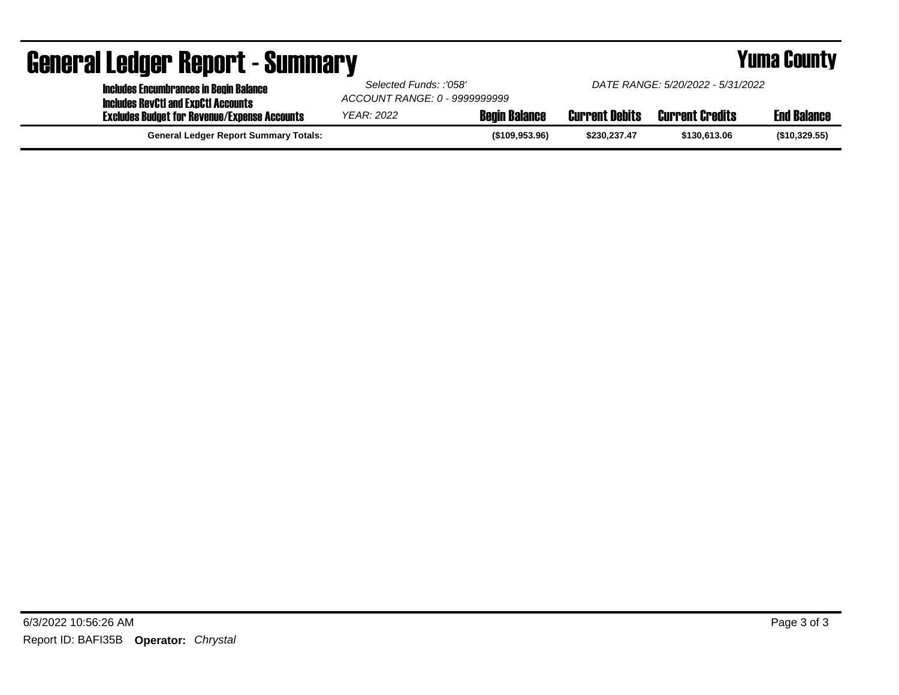# General Ledger Report - Summary

**Yuma County**

**Includes Encumbrances in Begin Balance**
**Includes RevCtl and ExpCtl Accounts**
**Excludes Budget for Revenue/Expense Accounts**

*Selected Funds: :'058'*
*ACCOUNT RANGE: 0 - 9999999999*
*YEAR: 2022*

*DATE RANGE: 5/20/2022 - 5/31/2022*

| | Begin Balance | Current Debits | Current Credits | End Balance |
|---|---|---|---|---|
| **General Ledger Report Summary Totals:** | **($109,953.96)** | **$230,237.47** | **$130,613.06** | **($10,329.55)** |

6/3/2022 10:56:26 AM

Report ID: BAFI35B **Operator:** *Chrystal*